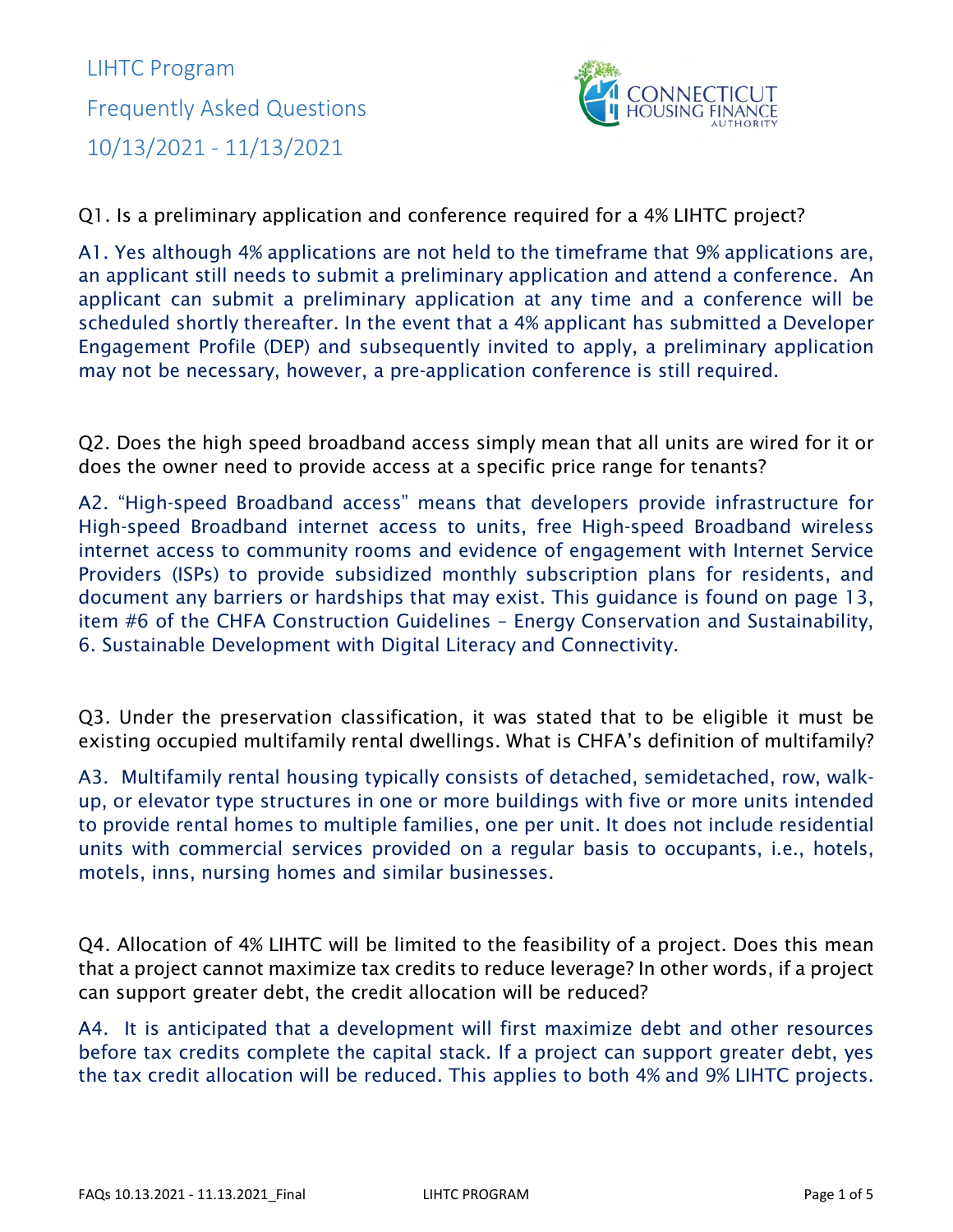# LIHTC Program

## Frequently Asked Questions

## 10/13/2021 - 11/13/2021

Q1. Is a preliminary application and conference required for a 4% LIHTC project?

A1. Yes although 4% applications are not held to the timeframe that 9% applications are, an applicant still needs to submit a preliminary application and attend a conference. An applicant can submit a preliminary application at any time and a conference will be scheduled shortly thereafter. In the event that a 4% applicant has submitted a Developer Engagement Profile (DEP) and subsequently invited to apply, a preliminary application may not be necessary, however, a pre-application conference is still required.

Q2. Does the high speed broadband access simply mean that all units are wired for it or does the owner need to provide access at a specific price range for tenants?

A2. "High-speed Broadband access" means that developers provide infrastructure for High-speed Broadband internet access to units, free High-speed Broadband wireless internet access to community rooms and evidence of engagement with Internet Service Providers (ISPs) to provide subsidized monthly subscription plans for residents, and document any barriers or hardships that may exist. This guidance is found on page 13, item #6 of the CHFA Construction Guidelines – Energy Conservation and Sustainability, 6. Sustainable Development with Digital Literacy and Connectivity.

Q3. Under the preservation classification, it was stated that to be eligible it must be existing occupied multifamily rental dwellings. What is CHFA's definition of multifamily?

A3. Multifamily rental housing typically consists of detached, semidetached, row, walk-up, or elevator type structures in one or more buildings with five or more units intended to provide rental homes to multiple families, one per unit. It does not include residential units with commercial services provided on a regular basis to occupants, i.e., hotels, motels, inns, nursing homes and similar businesses.

Q4. Allocation of 4% LIHTC will be limited to the feasibility of a project. Does this mean that a project cannot maximize tax credits to reduce leverage? In other words, if a project can support greater debt, the credit allocation will be reduced?

A4. It is anticipated that a development will first maximize debt and other resources before tax credits complete the capital stack. If a project can support greater debt, yes the tax credit allocation will be reduced. This applies to both 4% and 9% LIHTC projects.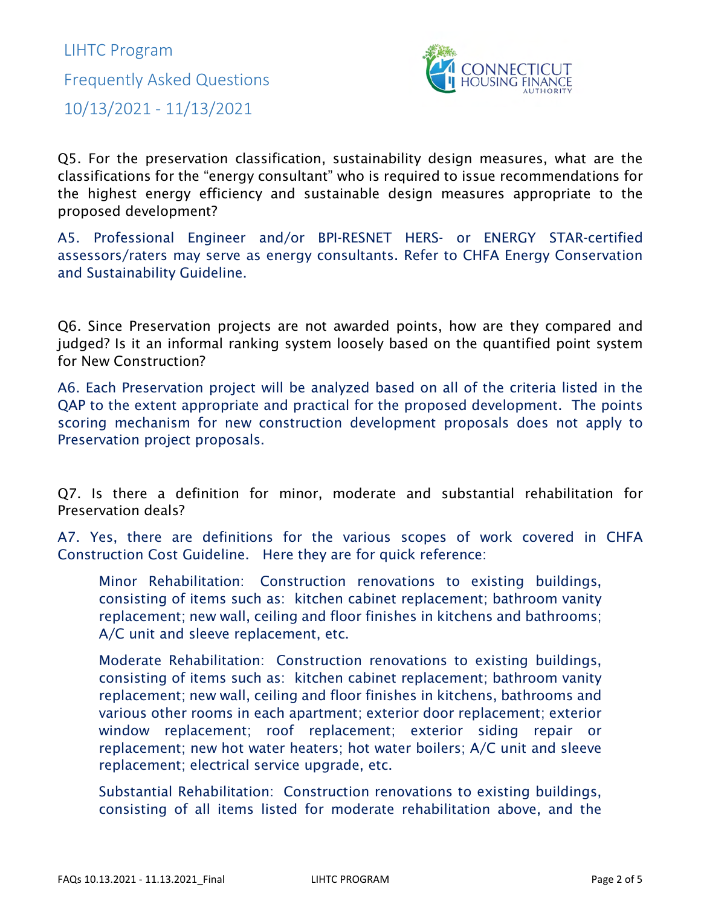Q5. For the preservation classification, sustainability design measures, what are the classifications for the "energy consultant" who is required to issue recommendations for the highest energy efficiency and sustainable design measures appropriate to the proposed development?

A5. Professional Engineer and/or BPI-RESNET HERS- or ENERGY STAR-certified assessors/raters may serve as energy consultants. Refer to CHFA Energy Conservation and Sustainability Guideline.

Q6. Since Preservation projects are not awarded points, how are they compared and judged? Is it an informal ranking system loosely based on the quantified point system for New Construction?

A6. Each Preservation project will be analyzed based on all of the criteria listed in the QAP to the extent appropriate and practical for the proposed development. The points scoring mechanism for new construction development proposals does not apply to Preservation project proposals.

Q7. Is there a definition for minor, moderate and substantial rehabilitation for Preservation deals?

A7. Yes, there are definitions for the various scopes of work covered in CHFA Construction Cost Guideline. Here they are for quick reference:

> Minor Rehabilitation: Construction renovations to existing buildings, consisting of items such as: kitchen cabinet replacement; bathroom vanity replacement; new wall, ceiling and floor finishes in kitchens and bathrooms; A/C unit and sleeve replacement, etc.
>
> Moderate Rehabilitation: Construction renovations to existing buildings, consisting of items such as: kitchen cabinet replacement; bathroom vanity replacement; new wall, ceiling and floor finishes in kitchens, bathrooms and various other rooms in each apartment; exterior door replacement; exterior window replacement; roof replacement; exterior siding repair or replacement; new hot water heaters; hot water boilers; A/C unit and sleeve replacement; electrical service upgrade, etc.
>
> Substantial Rehabilitation: Construction renovations to existing buildings, consisting of all items listed for moderate rehabilitation above, and the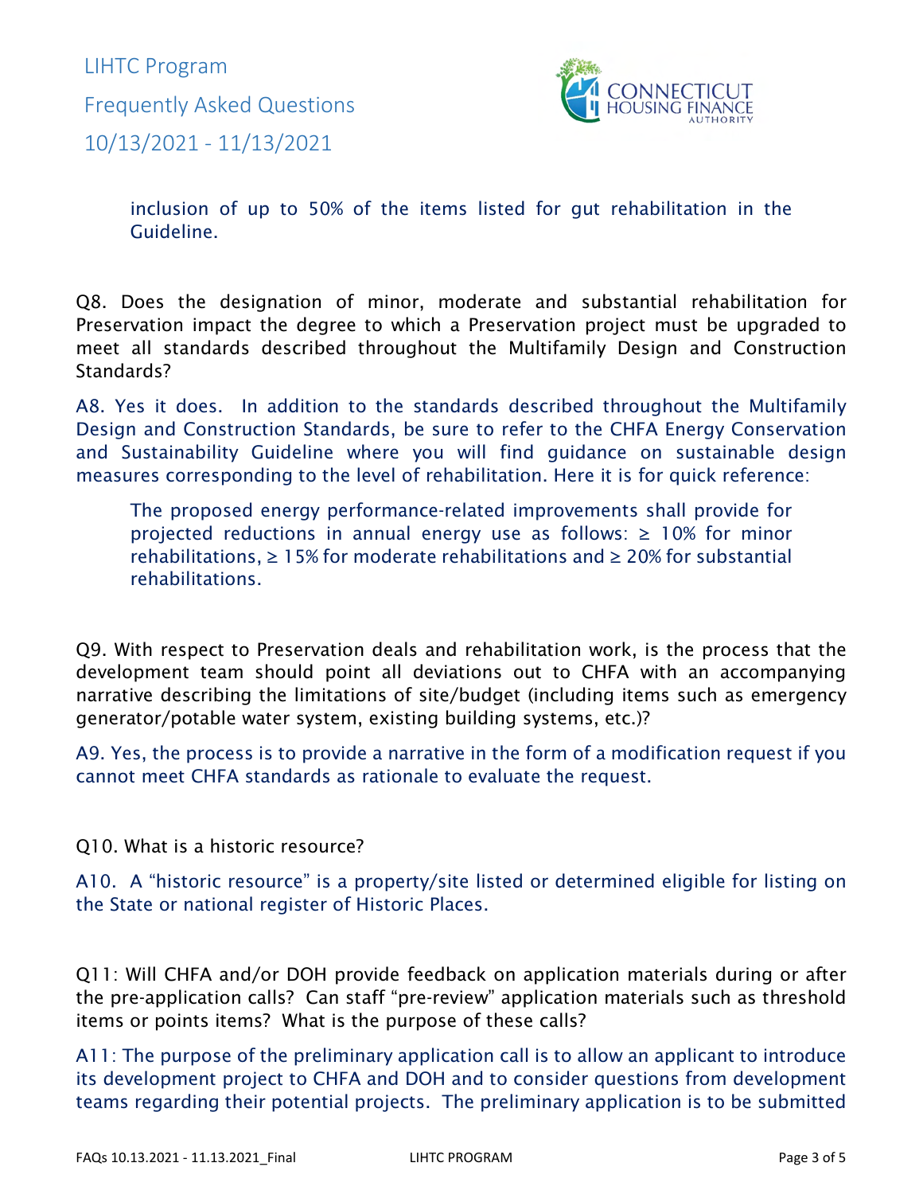inclusion of up to 50% of the items listed for gut rehabilitation in the Guideline.

Q8. Does the designation of minor, moderate and substantial rehabilitation for Preservation impact the degree to which a Preservation project must be upgraded to meet all standards described throughout the Multifamily Design and Construction Standards?

A8. Yes it does. In addition to the standards described throughout the Multifamily Design and Construction Standards, be sure to refer to the CHFA Energy Conservation and Sustainability Guideline where you will find guidance on sustainable design measures corresponding to the level of rehabilitation. Here it is for quick reference:

> The proposed energy performance-related improvements shall provide for projected reductions in annual energy use as follows: ≥ 10% for minor rehabilitations, ≥ 15% for moderate rehabilitations and ≥ 20% for substantial rehabilitations.

Q9. With respect to Preservation deals and rehabilitation work, is the process that the development team should point all deviations out to CHFA with an accompanying narrative describing the limitations of site/budget (including items such as emergency generator/potable water system, existing building systems, etc.)?

A9. Yes, the process is to provide a narrative in the form of a modification request if you cannot meet CHFA standards as rationale to evaluate the request.

Q10. What is a historic resource?

A10. A "historic resource" is a property/site listed or determined eligible for listing on the State or national register of Historic Places.

Q11: Will CHFA and/or DOH provide feedback on application materials during or after the pre-application calls? Can staff "pre-review" application materials such as threshold items or points items? What is the purpose of these calls?

A11: The purpose of the preliminary application call is to allow an applicant to introduce its development project to CHFA and DOH and to consider questions from development teams regarding their potential projects. The preliminary application is to be submitted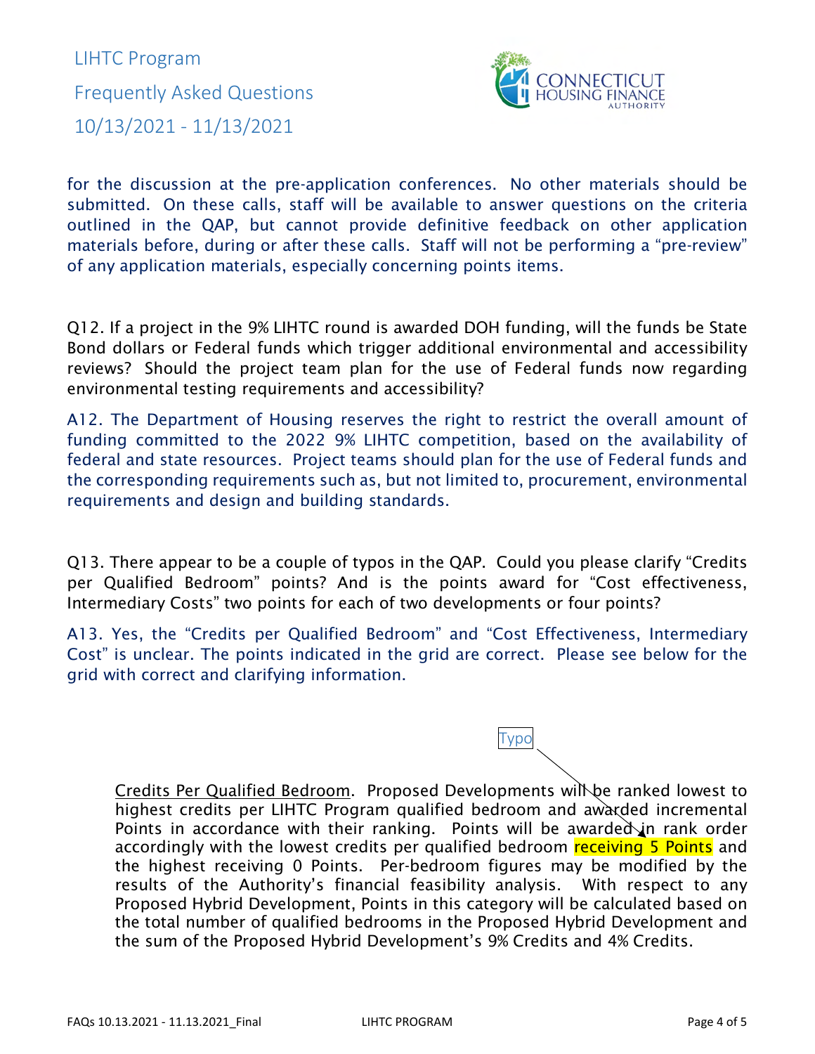for the discussion at the pre-application conferences. No other materials should be submitted. On these calls, staff will be available to answer questions on the criteria outlined in the QAP, but cannot provide definitive feedback on other application materials before, during or after these calls. Staff will not be performing a "pre-review" of any application materials, especially concerning points items.

Q12. If a project in the 9% LIHTC round is awarded DOH funding, will the funds be State Bond dollars or Federal funds which trigger additional environmental and accessibility reviews? Should the project team plan for the use of Federal funds now regarding environmental testing requirements and accessibility?

A12. The Department of Housing reserves the right to restrict the overall amount of funding committed to the 2022 9% LIHTC competition, based on the availability of federal and state resources. Project teams should plan for the use of Federal funds and the corresponding requirements such as, but not limited to, procurement, environmental requirements and design and building standards.

Q13. There appear to be a couple of typos in the QAP. Could you please clarify "Credits per Qualified Bedroom" points? And is the points award for "Cost effectiveness, Intermediary Costs" two points for each of two developments or four points?

A13. Yes, the "Credits per Qualified Bedroom" and "Cost Effectiveness, Intermediary Cost" is unclear. The points indicated in the grid are correct. Please see below for the grid with correct and clarifying information.

Typo

> <u>Credits Per Qualified Bedroom</u>. Proposed Developments will be ranked lowest to highest credits per LIHTC Program qualified bedroom and awarded incremental Points in accordance with their ranking. Points will be awarded in rank order accordingly with the lowest credits per qualified bedroom receiving 5 Points and the highest receiving 0 Points. Per-bedroom figures may be modified by the results of the Authority's financial feasibility analysis. With respect to any Proposed Hybrid Development, Points in this category will be calculated based on the total number of qualified bedrooms in the Proposed Hybrid Development and the sum of the Proposed Hybrid Development's 9% Credits and 4% Credits.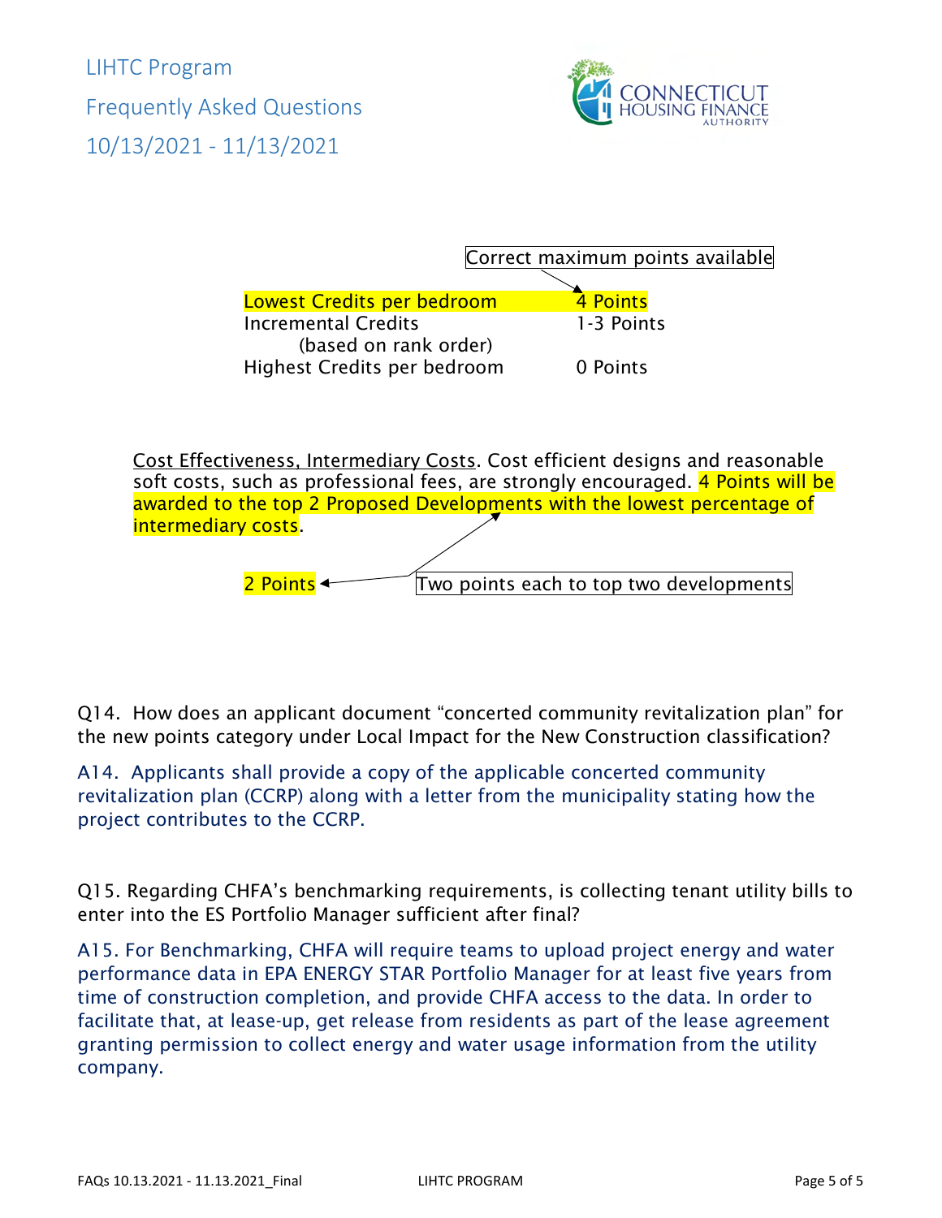Correct maximum points available

| | |
|---|---|
| Lowest Credits per bedroom | 4 Points |
| Incremental Credits (based on rank order) | 1-3 Points |
| Highest Credits per bedroom | 0 Points |

Cost Effectiveness, Intermediary Costs. Cost efficient designs and reasonable soft costs, such as professional fees, are strongly encouraged. 4 Points will be awarded to the top 2 Proposed Developments with the lowest percentage of intermediary costs.

2 Points — Two points each to top two developments

Q14. How does an applicant document "concerted community revitalization plan" for the new points category under Local Impact for the New Construction classification?

A14. Applicants shall provide a copy of the applicable concerted community revitalization plan (CCRP) along with a letter from the municipality stating how the project contributes to the CCRP.

Q15. Regarding CHFA's benchmarking requirements, is collecting tenant utility bills to enter into the ES Portfolio Manager sufficient after final?

A15. For Benchmarking, CHFA will require teams to upload project energy and water performance data in EPA ENERGY STAR Portfolio Manager for at least five years from time of construction completion, and provide CHFA access to the data. In order to facilitate that, at lease-up, get release from residents as part of the lease agreement granting permission to collect energy and water usage information from the utility company.